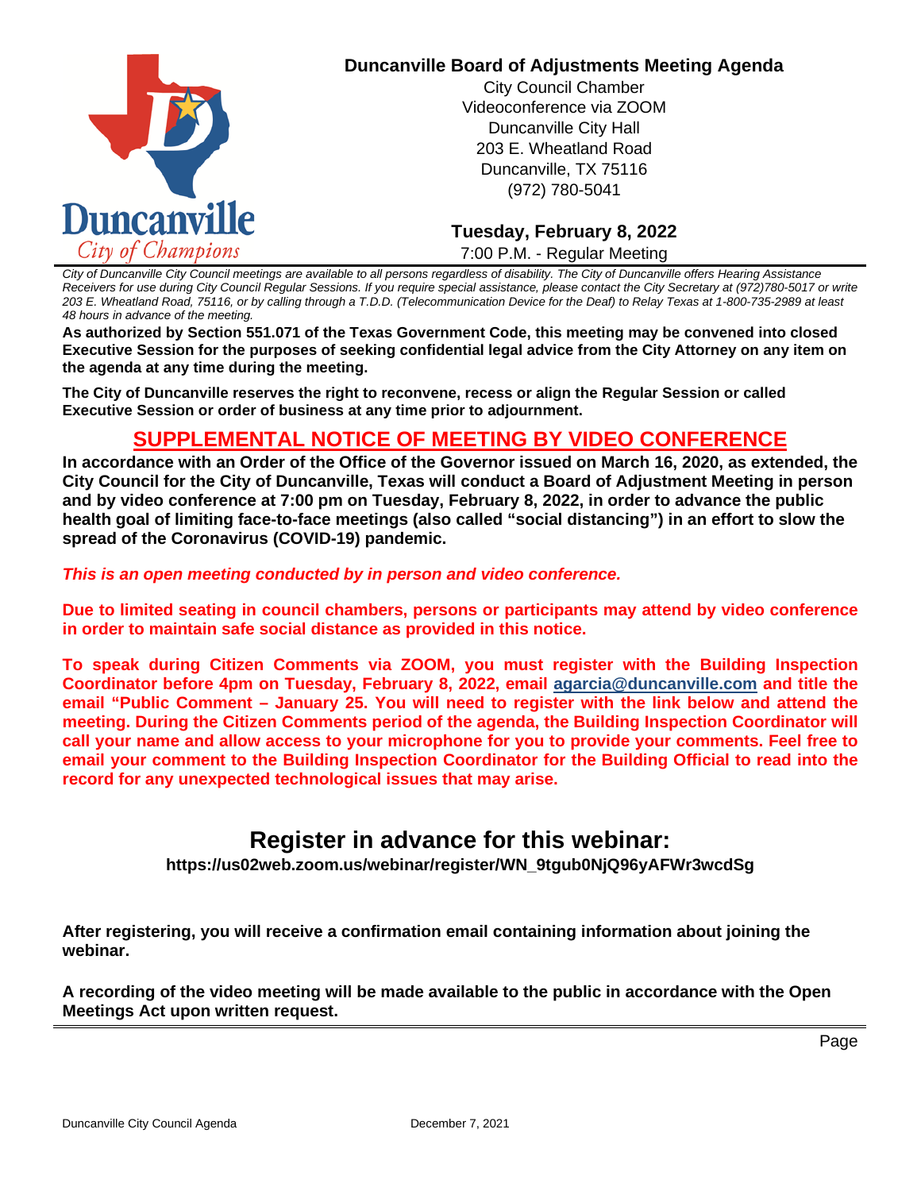Duncanville
City of Champions

# Duncanville Board of Adjustments Meeting Agenda

City Council Chamber
Videoconference via ZOOM
Duncanville City Hall
203 E. Wheatland Road
Duncanville, TX 75116
(972) 780-5041

**Tuesday, February 8, 2022**
7:00 P.M. - Regular Meeting

*City of Duncanville City Council meetings are available to all persons regardless of disability. The City of Duncanville offers Hearing Assistance Receivers for use during City Council Regular Sessions. If you require special assistance, please contact the City Secretary at (972)780-5017 or write 203 E. Wheatland Road, 75116, or by calling through a T.D.D. (Telecommunication Device for the Deaf) to Relay Texas at 1-800-735-2989 at least 48 hours in advance of the meeting.*

**As authorized by Section 551.071 of the Texas Government Code, this meeting may be convened into closed Executive Session for the purposes of seeking confidential legal advice from the City Attorney on any item on the agenda at any time during the meeting.**

**The City of Duncanville reserves the right to reconvene, recess or align the Regular Session or called Executive Session or order of business at any time prior to adjournment.**

## SUPPLEMENTAL NOTICE OF MEETING BY VIDEO CONFERENCE

**In accordance with an Order of the Office of the Governor issued on March 16, 2020, as extended, the City Council for the City of Duncanville, Texas will conduct a Board of Adjustment Meeting in person and by video conference at 7:00 pm on Tuesday, February 8, 2022, in order to advance the public health goal of limiting face-to-face meetings (also called "social distancing") in an effort to slow the spread of the Coronavirus (COVID-19) pandemic.**

***This is an open meeting conducted by in person and video conference.***

**Due to limited seating in council chambers, persons or participants may attend by video conference in order to maintain safe social distance as provided in this notice.**

**To speak during Citizen Comments via ZOOM, you must register with the Building Inspection Coordinator before 4pm on Tuesday, February 8, 2022, email agarcia@duncanville.com and title the email "Public Comment – January 25. You will need to register with the link below and attend the meeting. During the Citizen Comments period of the agenda, the Building Inspection Coordinator will call your name and allow access to your microphone for you to provide your comments. Feel free to email your comment to the Building Inspection Coordinator for the Building Official to read into the record for any unexpected technological issues that may arise.**

## Register in advance for this webinar:

**https://us02web.zoom.us/webinar/register/WN_9tgub0NjQ96yAFWr3wcdSg**

**After registering, you will receive a confirmation email containing information about joining the webinar.**

**A recording of the video meeting will be made available to the public in accordance with the Open Meetings Act upon written request.**

Page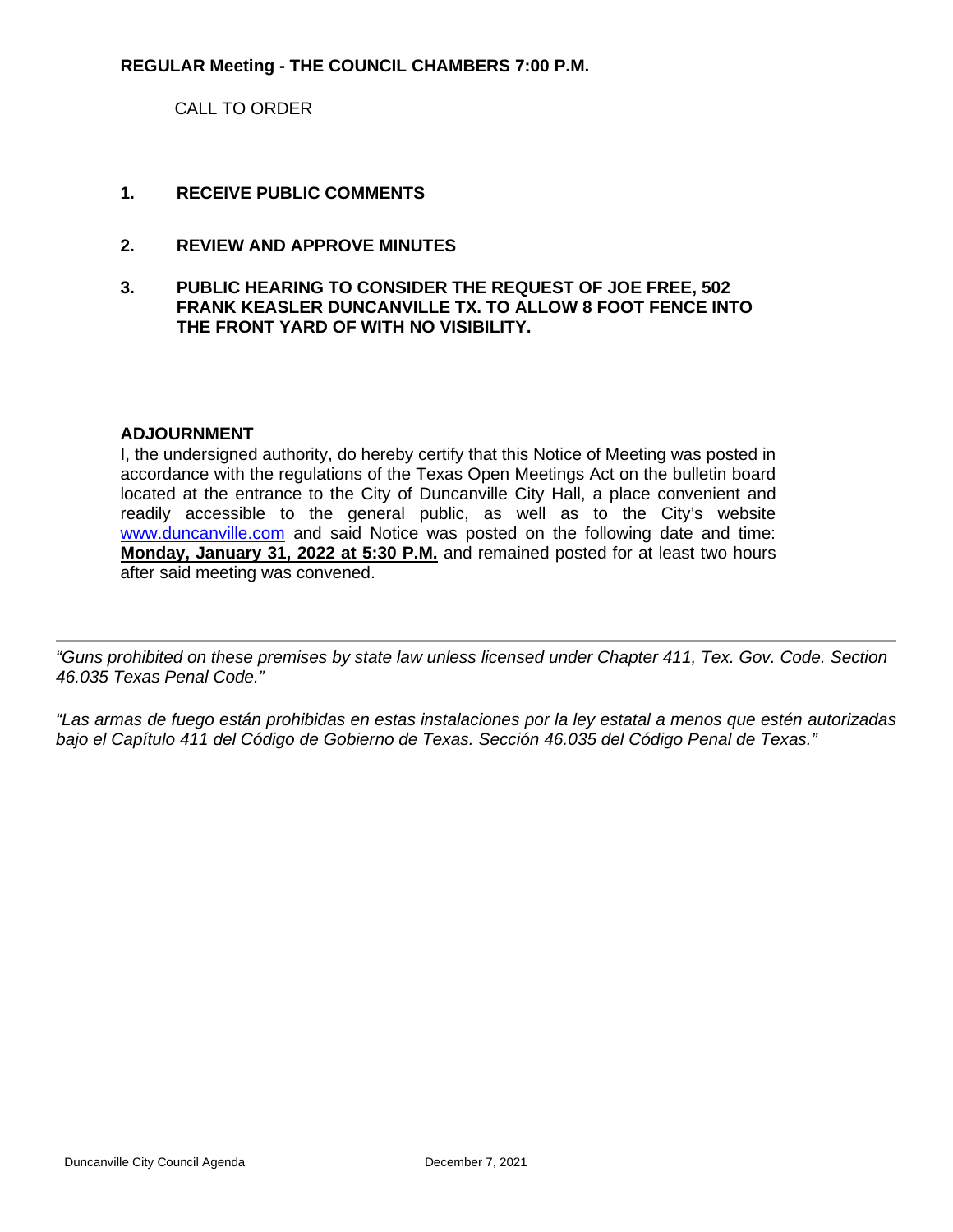**REGULAR Meeting - THE COUNCIL CHAMBERS 7:00 P.M.**

CALL TO ORDER

**1. RECEIVE PUBLIC COMMENTS**

**2. REVIEW AND APPROVE MINUTES**

**3. PUBLIC HEARING TO CONSIDER THE REQUEST OF JOE FREE, 502 FRANK KEASLER DUNCANVILLE TX. TO ALLOW 8 FOOT FENCE INTO THE FRONT YARD OF WITH NO VISIBILITY.**

**ADJOURNMENT**

I, the undersigned authority, do hereby certify that this Notice of Meeting was posted in accordance with the regulations of the Texas Open Meetings Act on the bulletin board located at the entrance to the City of Duncanville City Hall, a place convenient and readily accessible to the general public, as well as to the City's website www.duncanville.com and said Notice was posted on the following date and time: **Monday, January 31, 2022 at 5:30 P.M.** and remained posted for at least two hours after said meeting was convened.

---

*"Guns prohibited on these premises by state law unless licensed under Chapter 411, Tex. Gov. Code. Section 46.035 Texas Penal Code."*

*"Las armas de fuego están prohibidas en estas instalaciones por la ley estatal a menos que estén autorizadas bajo el Capítulo 411 del Código de Gobierno de Texas. Sección 46.035 del Código Penal de Texas."*